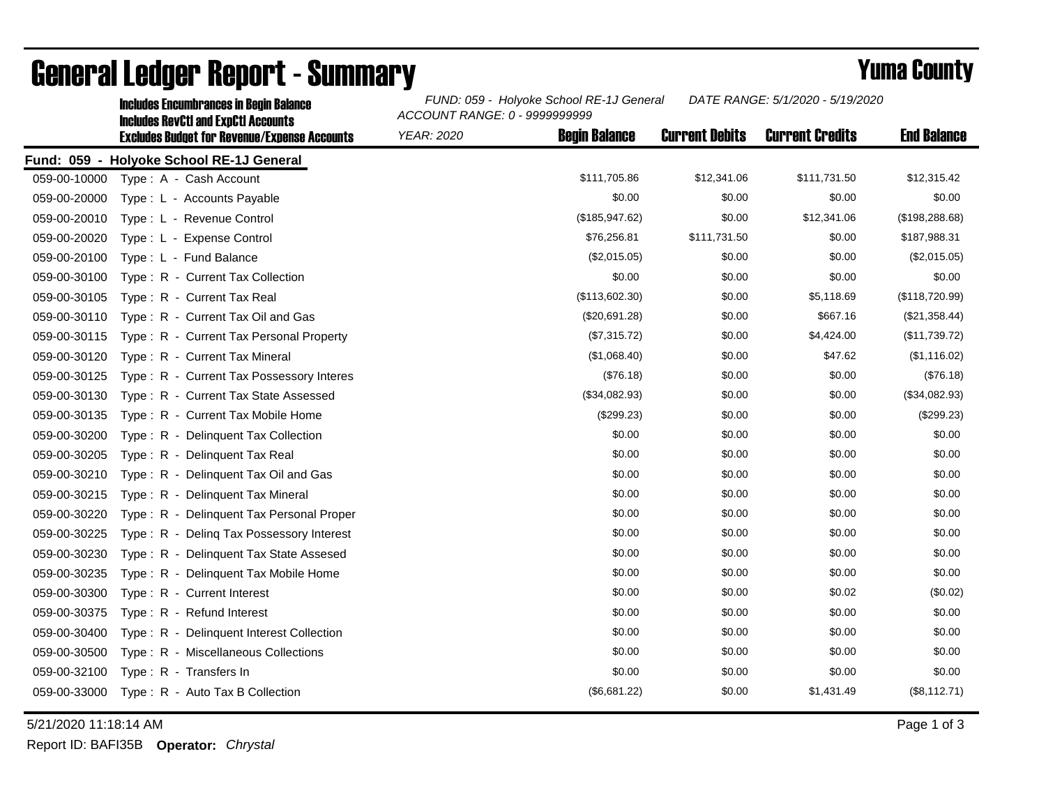# General Ledger Report - Summary

## Yuma County

Includes Encumbrances in Begin Balance
Includes RevCtl and ExpCtl Accounts
Excludes Budget for Revenue/Expense Accounts

*FUND: 059 - Holyoke School RE-1J General*
*ACCOUNT RANGE: 0 - 9999999999*
*YEAR: 2020*
*DATE RANGE: 5/1/2020 - 5/19/2020*

**Fund: 059 - Holyoke School RE-1J General**

| Account | Description | Begin Balance | Current Debits | Current Credits | End Balance |
|---|---|---|---|---|---|
| 059-00-10000 | Type : A - Cash Account | $111,705.86 | $12,341.06 | $111,731.50 | $12,315.42 |
| 059-00-20000 | Type : L - Accounts Payable | $0.00 | $0.00 | $0.00 | $0.00 |
| 059-00-20010 | Type : L - Revenue Control | ($185,947.62) | $0.00 | $12,341.06 | ($198,288.68) |
| 059-00-20020 | Type : L - Expense Control | $76,256.81 | $111,731.50 | $0.00 | $187,988.31 |
| 059-00-20100 | Type : L - Fund Balance | ($2,015.05) | $0.00 | $0.00 | ($2,015.05) |
| 059-00-30100 | Type : R - Current Tax Collection | $0.00 | $0.00 | $0.00 | $0.00 |
| 059-00-30105 | Type : R - Current Tax Real | ($113,602.30) | $0.00 | $5,118.69 | ($118,720.99) |
| 059-00-30110 | Type : R - Current Tax Oil and Gas | ($20,691.28) | $0.00 | $667.16 | ($21,358.44) |
| 059-00-30115 | Type : R - Current Tax Personal Property | ($7,315.72) | $0.00 | $4,424.00 | ($11,739.72) |
| 059-00-30120 | Type : R - Current Tax Mineral | ($1,068.40) | $0.00 | $47.62 | ($1,116.02) |
| 059-00-30125 | Type : R - Current Tax Possessory Interes | ($76.18) | $0.00 | $0.00 | ($76.18) |
| 059-00-30130 | Type : R - Current Tax State Assessed | ($34,082.93) | $0.00 | $0.00 | ($34,082.93) |
| 059-00-30135 | Type : R - Current Tax Mobile Home | ($299.23) | $0.00 | $0.00 | ($299.23) |
| 059-00-30200 | Type : R - Delinquent Tax Collection | $0.00 | $0.00 | $0.00 | $0.00 |
| 059-00-30205 | Type : R - Delinquent Tax Real | $0.00 | $0.00 | $0.00 | $0.00 |
| 059-00-30210 | Type : R - Delinquent Tax Oil and Gas | $0.00 | $0.00 | $0.00 | $0.00 |
| 059-00-30215 | Type : R - Delinquent Tax Mineral | $0.00 | $0.00 | $0.00 | $0.00 |
| 059-00-30220 | Type : R - Delinquent Tax Personal Proper | $0.00 | $0.00 | $0.00 | $0.00 |
| 059-00-30225 | Type : R - Delinq Tax Possessory Interest | $0.00 | $0.00 | $0.00 | $0.00 |
| 059-00-30230 | Type : R - Delinquent Tax State Assesed | $0.00 | $0.00 | $0.00 | $0.00 |
| 059-00-30235 | Type : R - Delinquent Tax Mobile Home | $0.00 | $0.00 | $0.00 | $0.00 |
| 059-00-30300 | Type : R - Current Interest | $0.00 | $0.00 | $0.02 | ($0.02) |
| 059-00-30375 | Type : R - Refund Interest | $0.00 | $0.00 | $0.00 | $0.00 |
| 059-00-30400 | Type : R - Delinquent Interest Collection | $0.00 | $0.00 | $0.00 | $0.00 |
| 059-00-30500 | Type : R - Miscellaneous Collections | $0.00 | $0.00 | $0.00 | $0.00 |
| 059-00-32100 | Type : R - Transfers In | $0.00 | $0.00 | $0.00 | $0.00 |
| 059-00-33000 | Type : R - Auto Tax B Collection | ($6,681.22) | $0.00 | $1,431.49 | ($8,112.71) |

5/21/2020 11:18:14 AM

Report ID: BAFI35B **Operator:** *Chrystal*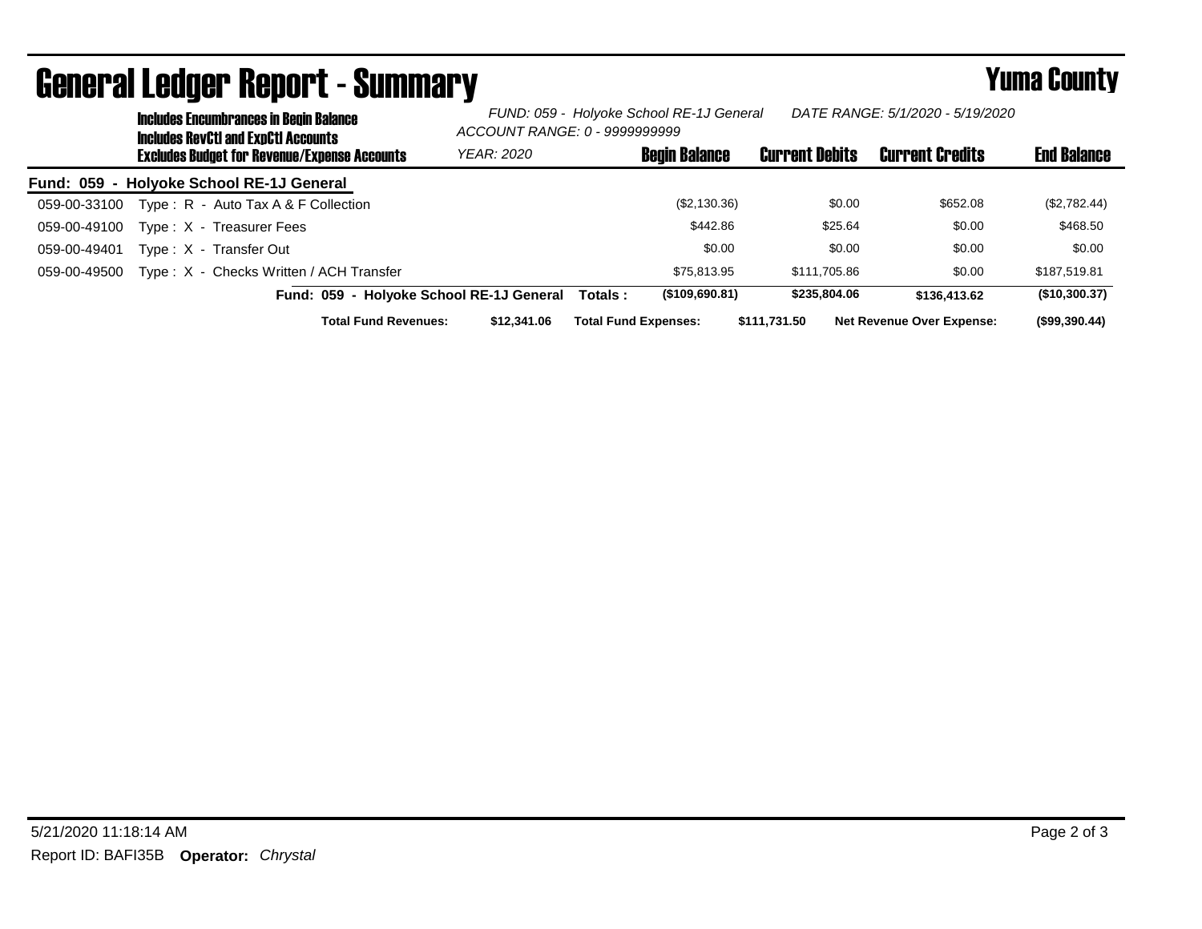# General Ledger Report - Summary

## Yuma County

**Includes Encumbrances in Begin Balance**
**Includes RevCtl and ExpCtl Accounts**
**Excludes Budget for Revenue/Expense Accounts**

*FUND: 059 - Holyoke School RE-1J General*
*ACCOUNT RANGE: 0 - 9999999999*
*YEAR: 2020*
*DATE RANGE: 5/1/2020 - 5/19/2020*

**Fund: 059 - Holyoke School RE-1J General**

| Account | Description | Begin Balance | Current Debits | Current Credits | End Balance |
|---|---|---|---|---|---|
| 059-00-33100 | Type : R - Auto Tax A & F Collection | ($2,130.36) | $0.00 | $652.08 | ($2,782.44) |
| 059-00-49100 | Type : X - Treasurer Fees | $442.86 | $25.64 | $0.00 | $468.50 |
| 059-00-49401 | Type : X - Transfer Out | $0.00 | $0.00 | $0.00 | $0.00 |
| 059-00-49500 | Type : X - Checks Written / ACH Transfer | $75,813.95 | $111,705.86 | $0.00 | $187,519.81 |
| | **Fund: 059 - Holyoke School RE-1J General Totals :** | **($109,690.81)** | **$235,804.06** | **$136,413.62** | **($10,300.37)** |

**Total Fund Revenues:** $12,341.06 **Total Fund Expenses:** $111,731.50 **Net Revenue Over Expense:** ($99,390.44)

5/21/2020 11:18:14 AM

Report ID: BAFI35B **Operator:** *Chrystal*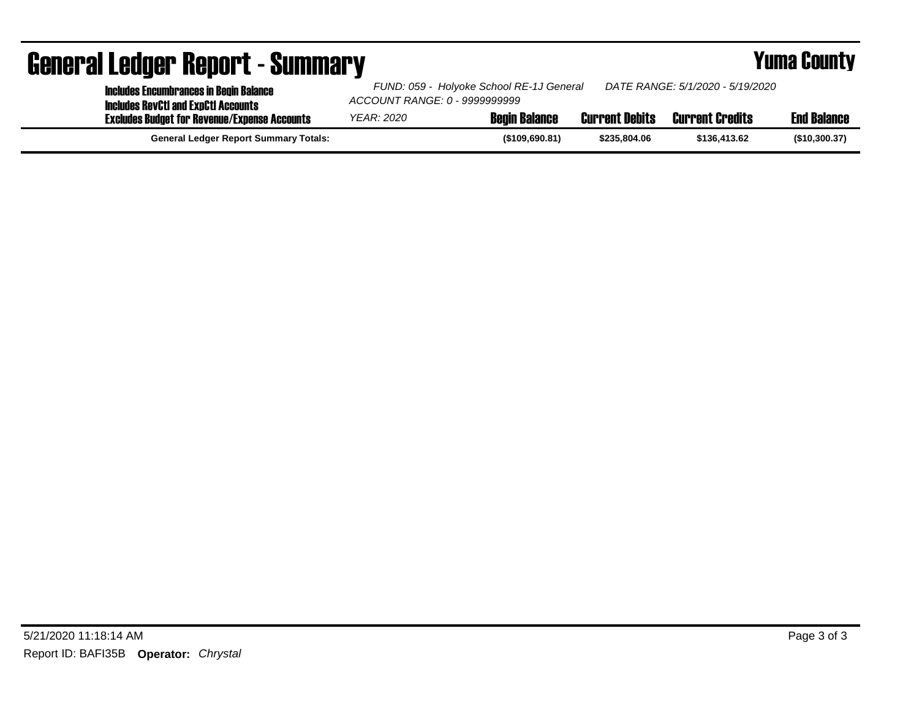# General Ledger Report - Summary

## Yuma County

Includes Encumbrances in Begin Balance
Includes RevCtl and ExpCtl Accounts
Excludes Budget for Revenue/Expense Accounts

*FUND: 059 - Holyoke School RE-1J General*
*ACCOUNT RANGE: 0 - 9999999999*
*YEAR: 2020*
*DATE RANGE: 5/1/2020 - 5/19/2020*

| | Begin Balance | Current Debits | Current Credits | End Balance |
|---|---|---|---|---|
| **General Ledger Report Summary Totals:** | **($109,690.81)** | **$235,804.06** | **$136,413.62** | **($10,300.37)** |

5/21/2020 11:18:14 AM

Report ID: BAFI35B **Operator:** *Chrystal*